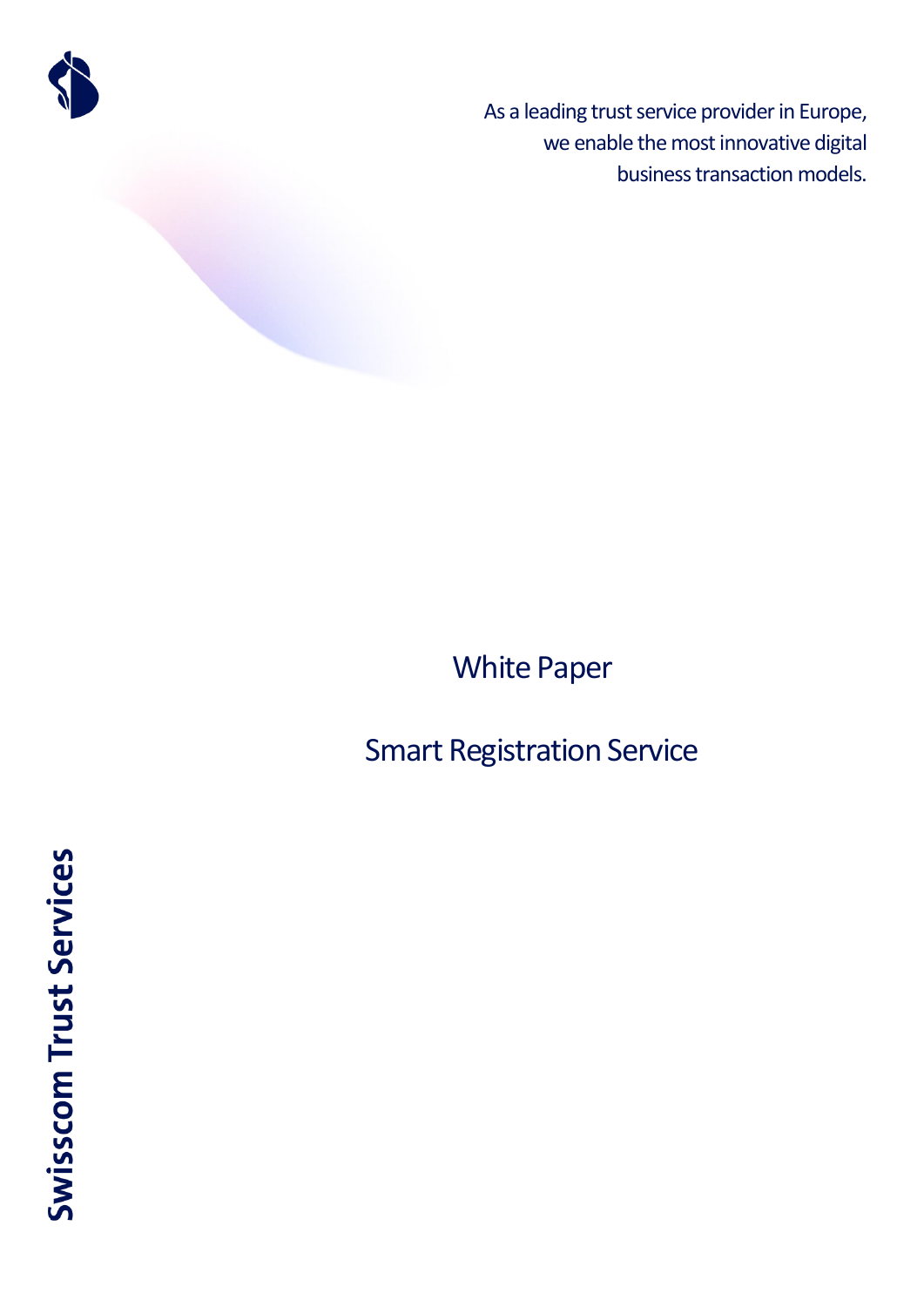As a leading trust service provider in Europe, we enable the most innovative digital business transaction models.

# White Paper

# Smart Registration Service

**Swisscom Trust Services**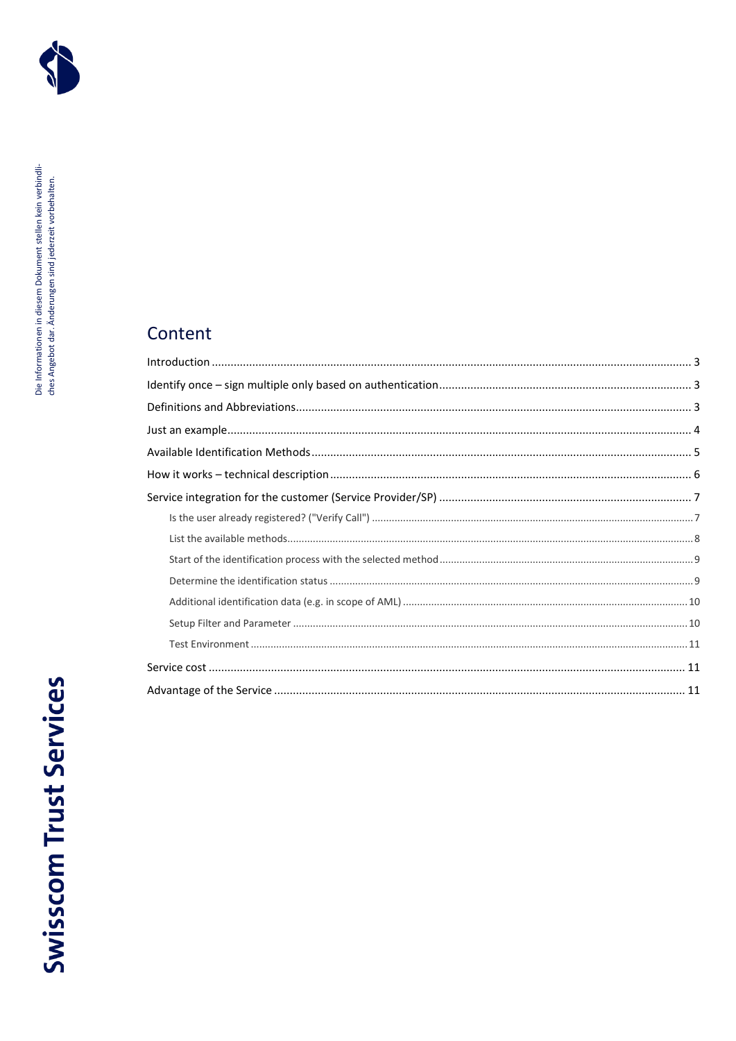## Content

- Introduction ... 3
- Identify once – sign multiple only based on authentication ... 3
- Definitions and Abbreviations ... 3
- Just an example ... 4
- Available Identification Methods ... 5
- How it works – technical description ... 6
- Service integration for the customer (Service Provider/SP) ... 7
  - Is the user already registered? ("Verify Call") ... 7
  - List the available methods ... 8
  - Start of the identification process with the selected method ... 9
  - Determine the identification status ... 9
  - Additional identification data (e.g. in scope of AML) ... 10
  - Setup Filter and Parameter ... 10
  - Test Environment ... 11
- Service cost ... 11
- Advantage of the Service ... 11

Die Informationen in diesem Dokument stellen kein verbindliches Angebot dar. Änderungen sind jederzeit vorbehalten.

Swisscom Trust Services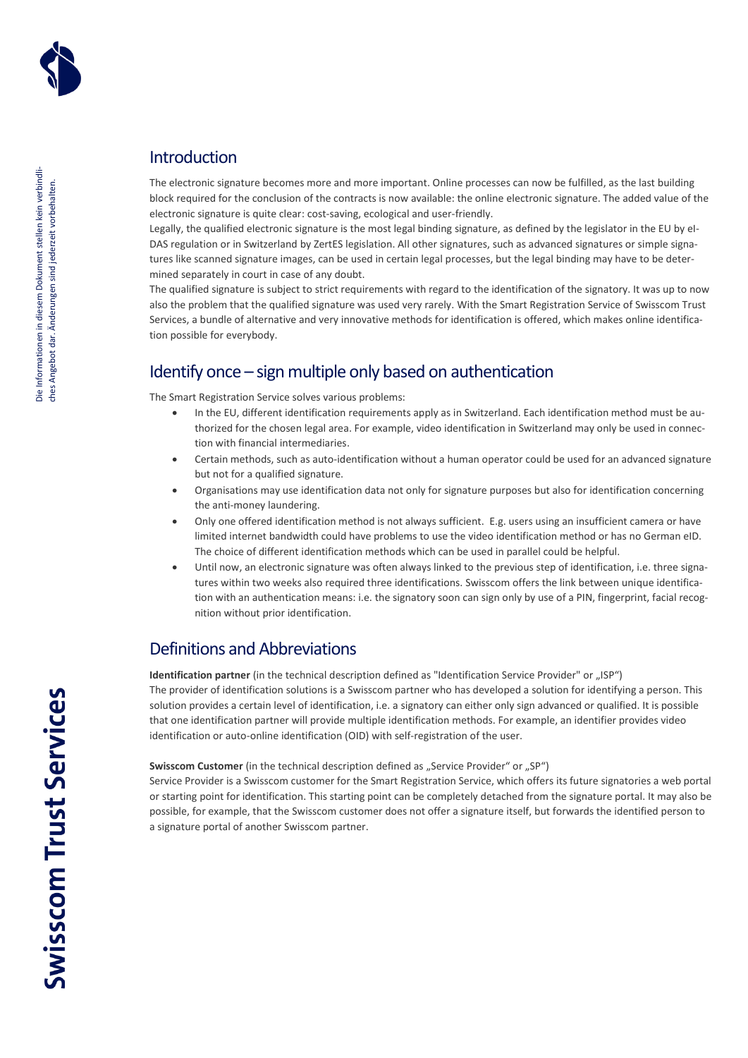## Introduction

The electronic signature becomes more and more important. Online processes can now be fulfilled, as the last building block required for the conclusion of the contracts is now available: the online electronic signature. The added value of the electronic signature is quite clear: cost-saving, ecological and user-friendly.

Legally, the qualified electronic signature is the most legal binding signature, as defined by the legislator in the EU by eIDAS regulation or in Switzerland by ZertES legislation. All other signatures, such as advanced signatures or simple signatures like scanned signature images, can be used in certain legal processes, but the legal binding may have to be determined separately in court in case of any doubt.

The qualified signature is subject to strict requirements with regard to the identification of the signatory. It was up to now also the problem that the qualified signature was used very rarely. With the Smart Registration Service of Swisscom Trust Services, a bundle of alternative and very innovative methods for identification is offered, which makes online identification possible for everybody.

## Identify once – sign multiple only based on authentication

The Smart Registration Service solves various problems:

- In the EU, different identification requirements apply as in Switzerland. Each identification method must be authorized for the chosen legal area. For example, video identification in Switzerland may only be used in connection with financial intermediaries.
- Certain methods, such as auto-identification without a human operator could be used for an advanced signature but not for a qualified signature.
- Organisations may use identification data not only for signature purposes but also for identification concerning the anti-money laundering.
- Only one offered identification method is not always sufficient. E.g. users using an insufficient camera or have limited internet bandwidth could have problems to use the video identification method or has no German eID. The choice of different identification methods which can be used in parallel could be helpful.
- Until now, an electronic signature was often always linked to the previous step of identification, i.e. three signatures within two weeks also required three identifications. Swisscom offers the link between unique identification with an authentication means: i.e. the signatory soon can sign only by use of a PIN, fingerprint, facial recognition without prior identification.

## Definitions and Abbreviations

**Identification partner** (in the technical description defined as "Identification Service Provider" or „ISP")
The provider of identification solutions is a Swisscom partner who has developed a solution for identifying a person. This solution provides a certain level of identification, i.e. a signatory can either only sign advanced or qualified. It is possible that one identification partner will provide multiple identification methods. For example, an identifier provides video identification or auto-online identification (OID) with self-registration of the user.

**Swisscom Customer** (in the technical description defined as „Service Provider" or „SP")
Service Provider is a Swisscom customer for the Smart Registration Service, which offers its future signatories a web portal or starting point for identification. This starting point can be completely detached from the signature portal. It may also be possible, for example, that the Swisscom customer does not offer a signature itself, but forwards the identified person to a signature portal of another Swisscom partner.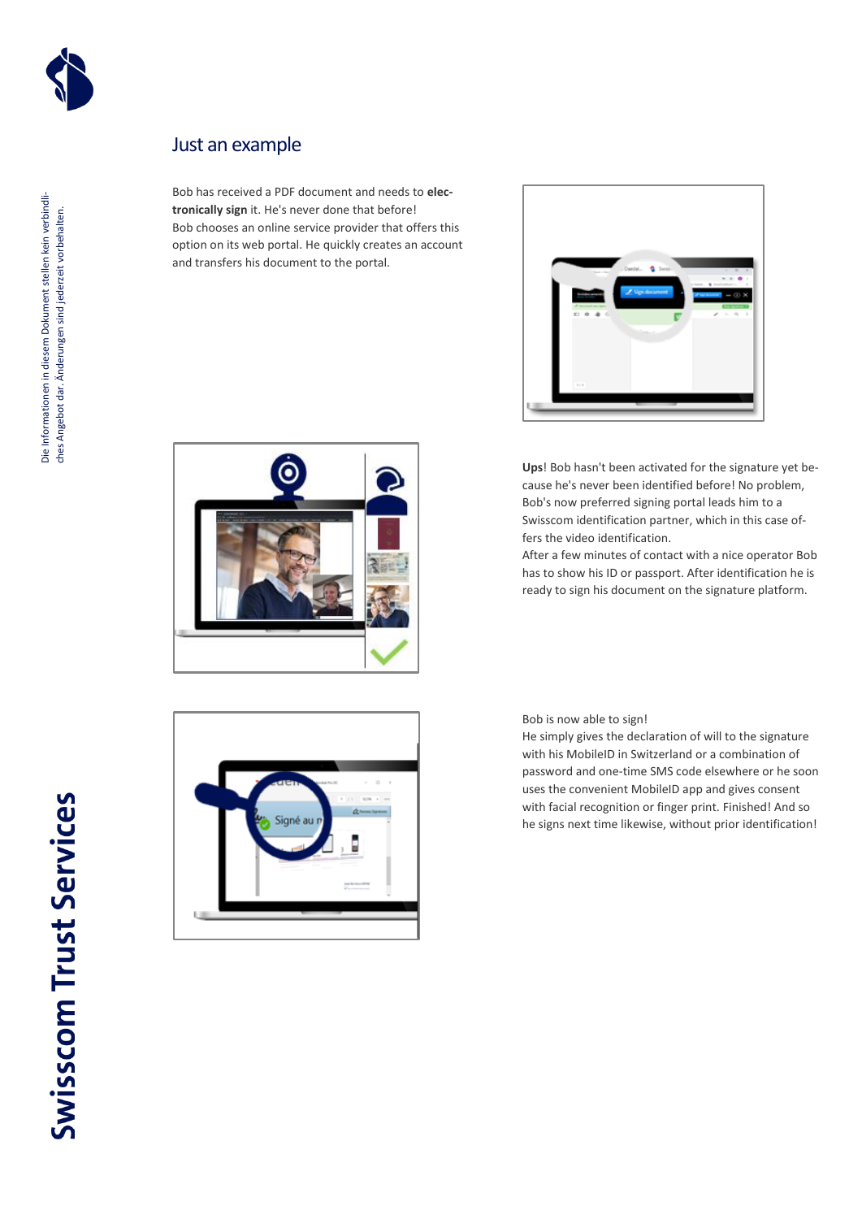## Just an example

Bob has received a PDF document and needs to **electronically sign** it. He's never done that before!
Bob chooses an online service provider that offers this option on its web portal. He quickly creates an account and transfers his document to the portal.

**Ups**! Bob hasn't been activated for the signature yet because he's never been identified before! No problem, Bob's now preferred signing portal leads him to a Swisscom identification partner, which in this case offers the video identification.
After a few minutes of contact with a nice operator Bob has to show his ID or passport. After identification he is ready to sign his document on the signature platform.

Bob is now able to sign!
He simply gives the declaration of will to the signature with his MobileID in Switzerland or a combination of password and one-time SMS code elsewhere or he soon uses the convenient MobileID app and gives consent with facial recognition or finger print. Finished! And so he signs next time likewise, without prior identification!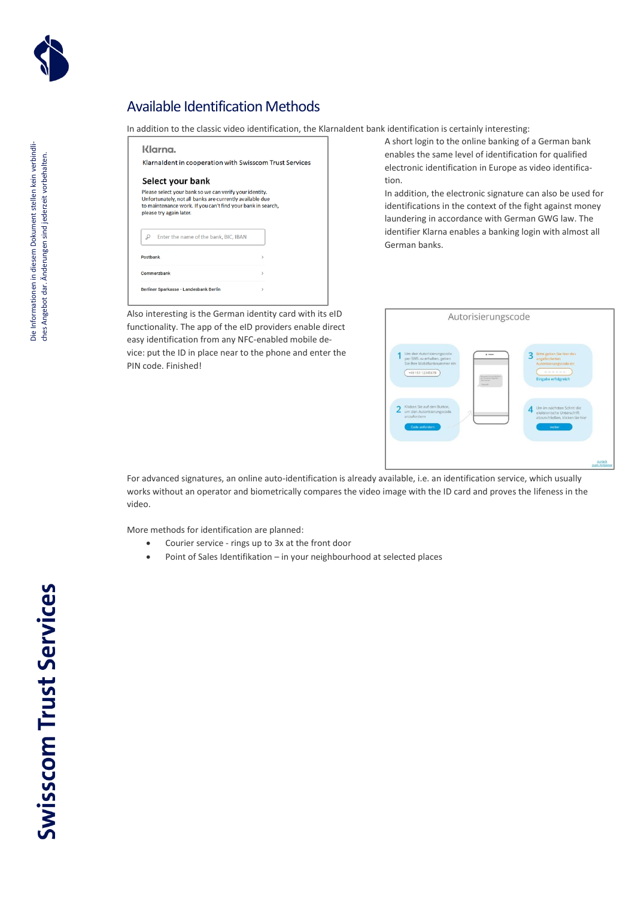## Available Identification Methods

In addition to the classic video identification, the KlarnaIdent bank identification is certainly interesting:

A short login to the online banking of a German bank enables the same level of identification for qualified electronic identification in Europe as video identification.

In addition, the electronic signature can also be used for identifications in the context of the fight against money laundering in accordance with German GWG law. The identifier Klarna enables a banking login with almost all German banks.

Also interesting is the German identity card with its eID functionality. The app of the eID providers enable direct easy identification from any NFC-enabled mobile device: put the ID in place near to the phone and enter the PIN code. Finished!

For advanced signatures, an online auto-identification is already available, i.e. an identification service, which usually works without an operator and biometrically compares the video image with the ID card and proves the lifeness in the video.

More methods for identification are planned:

- Courier service - rings up to 3x at the front door
- Point of Sales Identifikation – in your neighbourhood at selected places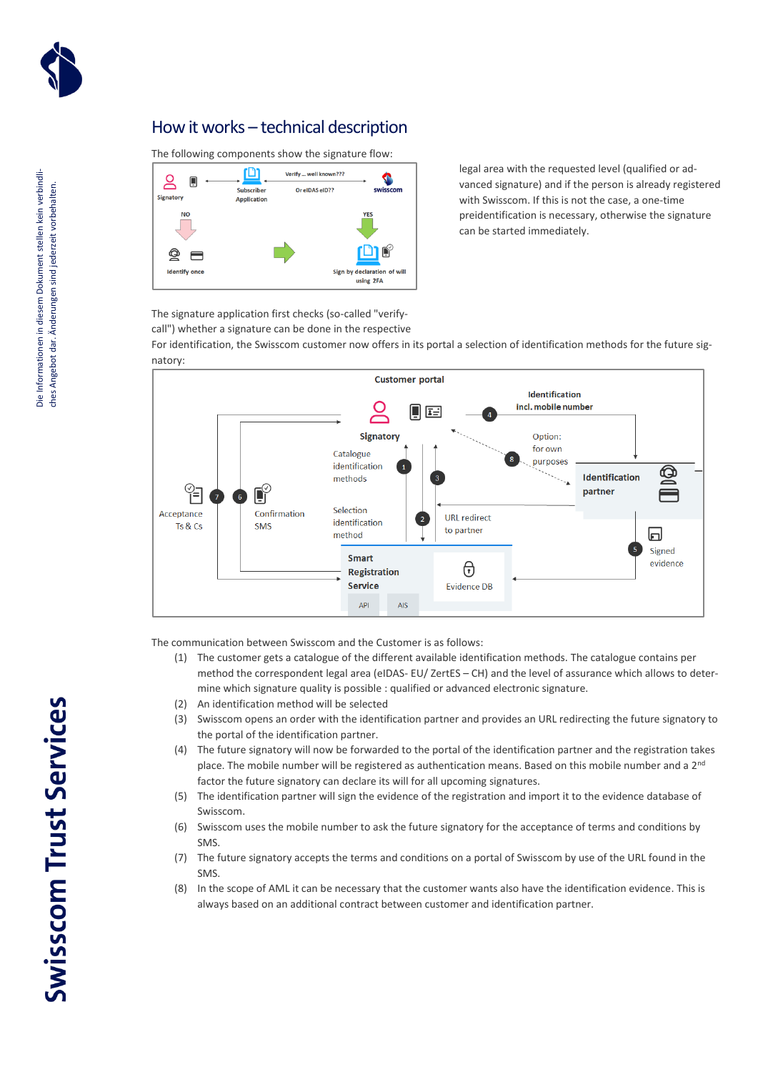## How it works – technical description

The following components show the signature flow:

legal area with the requested level (qualified or advanced signature) and if the person is already registered with Swisscom. If this is not the case, a one-time preidentification is necessary, otherwise the signature can be started immediately.

The signature application first checks (so-called "verify-call") whether a signature can be done in the respective legal area with the requested level (qualified or advanced signature) and if the person is already registered with Swisscom.

For identification, the Swisscom customer now offers in its portal a selection of identification methods for the future signatory:

The communication between Swisscom and the Customer is as follows:

(1) The customer gets a catalogue of the different available identification methods. The catalogue contains per method the correspondent legal area (eIDAS- EU/ ZertES – CH) and the level of assurance which allows to determine which signature quality is possible : qualified or advanced electronic signature.

(2) An identification method will be selected

(3) Swisscom opens an order with the identification partner and provides an URL redirecting the future signatory to the portal of the identification partner.

(4) The future signatory will now be forwarded to the portal of the identification partner and the registration takes place. The mobile number will be registered as authentication means. Based on this mobile number and a 2nd factor the future signatory can declare its will for all upcoming signatures.

(5) The identification partner will sign the evidence of the registration and import it to the evidence database of Swisscom.

(6) Swisscom uses the mobile number to ask the future signatory for the acceptance of terms and conditions by SMS.

(7) The future signatory accepts the terms and conditions on a portal of Swisscom by use of the URL found in the SMS.

(8) In the scope of AML it can be necessary that the customer wants also have the identification evidence. This is always based on an additional contract between customer and identification partner.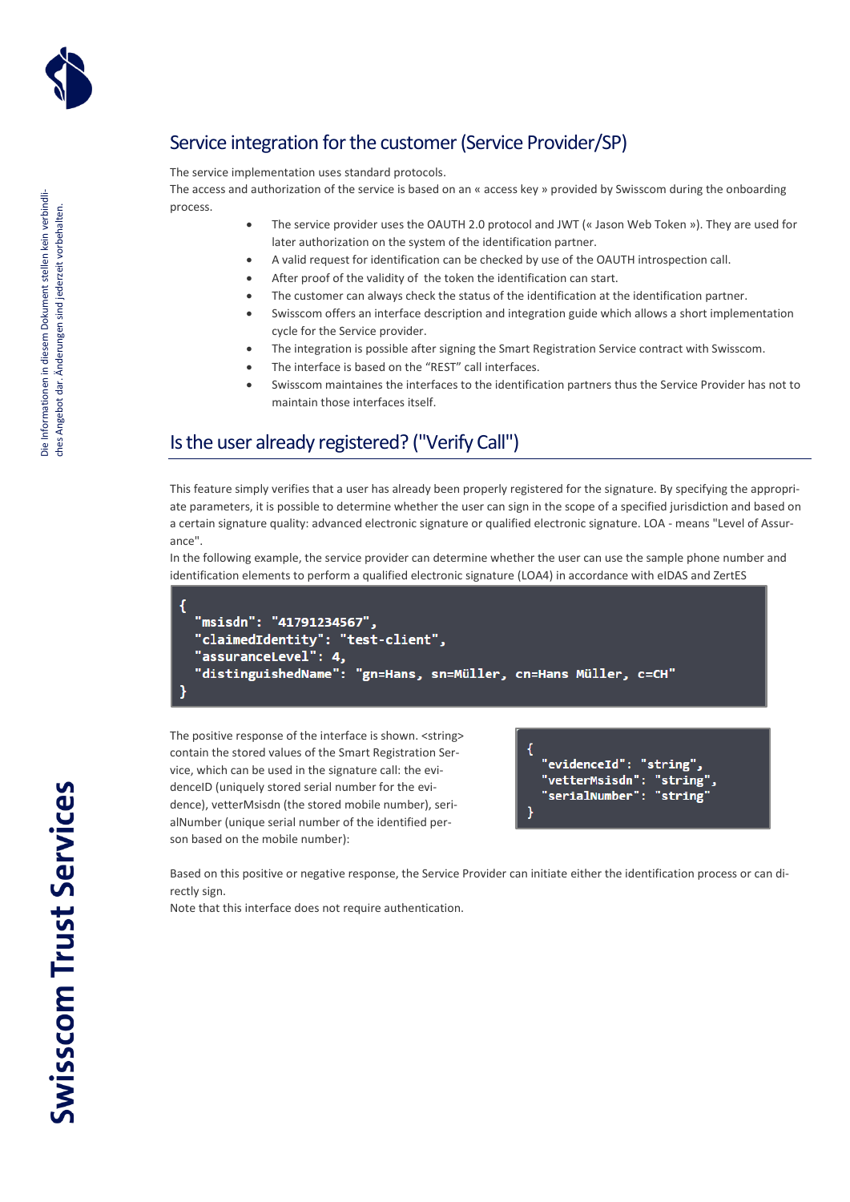## Service integration for the customer (Service Provider/SP)

The service implementation uses standard protocols.
The access and authorization of the service is based on an « access key » provided by Swisscom during the onboarding process.

- The service provider uses the OAUTH 2.0 protocol and JWT (« Jason Web Token »). They are used for later authorization on the system of the identification partner.
- A valid request for identification can be checked by use of the OAUTH introspection call.
- After proof of the validity of the token the identification can start.
- The customer can always check the status of the identification at the identification partner.
- Swisscom offers an interface description and integration guide which allows a short implementation cycle for the Service provider.
- The integration is possible after signing the Smart Registration Service contract with Swisscom.
- The interface is based on the "REST" call interfaces.
- Swisscom maintains the interfaces to the identification partners thus the Service Provider has not to maintain those interfaces itself.

## Is the user already registered? ("Verify Call")

This feature simply verifies that a user has already been properly registered for the signature. By specifying the appropriate parameters, it is possible to determine whether the user can sign in the scope of a specified jurisdiction and based on a certain signature quality: advanced electronic signature or qualified electronic signature. LOA - means "Level of Assurance".
In the following example, the service provider can determine whether the user can use the sample phone number and identification elements to perform a qualified electronic signature (LOA4) in accordance with eIDAS and ZertES

```
{
  "msisdn": "41791234567",
  "claimedIdentity": "test-client",
  "assuranceLevel": 4,
  "distinguishedName": "gn=Hans, sn=Müller, cn=Hans Müller, c=CH"
}
```

The positive response of the interface is shown. <string> contain the stored values of the Smart Registration Service, which can be used in the signature call: the evidenceID (uniquely stored serial number for the evidence), vetterMsisdn (the stored mobile number), serialNumber (unique serial number of the identified person based on the mobile number):

```
{
  "evidenceId": "string",
  "vetterMsisdn": "string",
  "serialNumber": "string"
}
```

Based on this positive or negative response, the Service Provider can initiate either the identification process or can directly sign.
Note that this interface does not require authentication.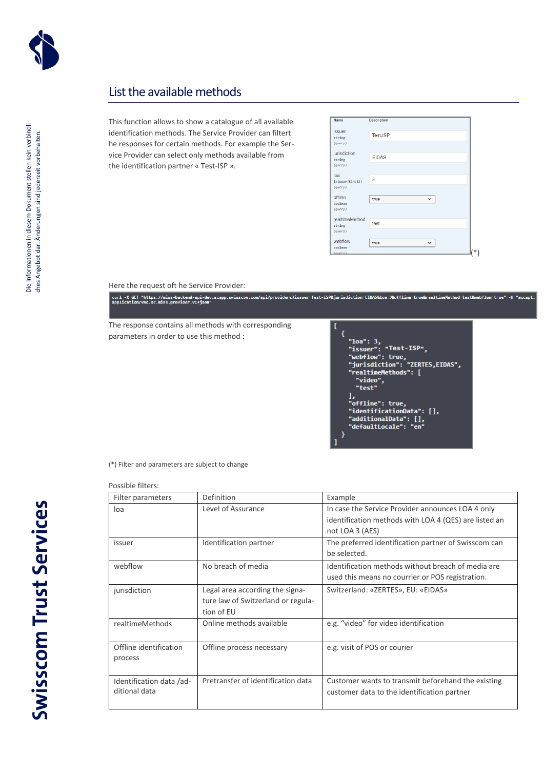## List the available methods

This function allows to show a catalogue of all available identification methods. The Service Provider can filtert he responses for certain methods. For example the Service Provider can select only methods available from the identification partner « Test-ISP ».

| Name | Description |
|---|---|
| issuer string (query) | Test-ISP |
| jurisdiction string (query) | EIDAS |
| loa integer($int32) (query) | 3 |
| offline boolean (query) | true |
| realtimeMethod string (query) | test |
| webflow boolean (query) | true |

(*)

Here the request oft he Service Provider:

```
curl -X GET "https://miss-backend-api-dev.scapp.swisscom.com/api/providers?issuer=Test-ISP&jurisdiction=EIDAS&loa=3&offline=true&realtimeMethod=test&webflow=true" -H "accept: application/vnd.sc.miss.provider.v1+json"
```

The response contains all methods with corresponding parameters in order to use this method :

```
[
  {
    "loa": 3,
    "issuer": "Test-ISP",
    "webflow": true,
    "jurisdiction": "ZERTES,EIDAS",
    "realtimeMethods": [
      "video",
      "test"
    ],
    "offline": true,
    "identificationData": [],
    "additionalData": [],
    "defaultLocale": "en"
  }
]
```

(*) Filter and parameters are subject to change

Possible filters:

| Filter parameters | Definition | Example |
|---|---|---|
| loa | Level of Assurance | In case the Service Provider announces LOA 4 only identification methods with LOA 4 (QES) are listed an not LOA 3 (AES) |
| issuer | Identification partner | The preferred identification partner of Swisscom can be selected. |
| webflow | No breach of media | Identification methods without breach of media are used this means no courrier or POS registration. |
| jurisdiction | Legal area according the signature law of Switzerland or regulation of EU | Switzerland: «ZERTES», EU: «EIDAS» |
| realtimeMethods | Online methods available | e.g. “video” for video identification |
| Offline identification process | Offline process necessary | e.g. visit of POS or courier |
| Identification data /additional data | Pretransfer of identification data | Customer wants to transmit beforehand the existing customer data to the identification partner |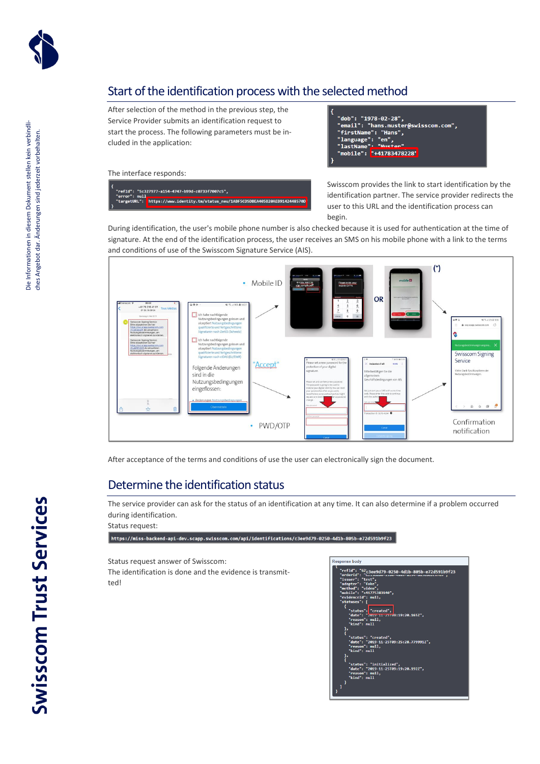## Start of the identification process with the selected method

After selection of the method in the previous step, the Service Provider submits an identification request to start the process. The following parameters must be included in the application:

```
{
  "dob": "1978-02-28",
  "email": "hans.muster@swisscom.com",
  "firstName": "Hans",
  "language": "en",
  "lastName": "Muster",
  "mobile": "+41783478228"
}
```

The interface responds:

```
{
  "refId": "5c327977-a154-4747-b99d-c0733f7007c5",
  "error": null,
  "targetURL": "https://www.identity.tm/status_neu/1ABF5CD5DBEA405820AEB9142448570D"
}
```

Swisscom provides the link to start identification by the identification partner. The service provider redirects the user to this URL and the identification process can begin.

During identification, the user's mobile phone number is also checked because it is used for authentication at the time of signature. At the end of the identification process, the user receives an SMS on his mobile phone with a link to the terms and conditions of use of the Swisscom Signature Service (AIS).

After acceptance of the terms and conditions of use the user can electronically sign the document.

## Determine the identification status

The service provider can ask for the status of an identification at any time. It can also determine if a problem occurred during identification.

Status request:

```
https://miss-backend-api-dev.scapp.swisscom.com/api/identifications/c3ee9d79-0250-4d1b-805b-e72d591b9f23
```

Status request answer of Swisscom:
The identification is done and the evidence is transmitted!

```
Response body
{
  "refId": "c3ee9d79-0250-4d1b-805b-e72d591b9f23",
  "orderId": "...",
  "issuer": "test",
  "adapter": "fake",
  "method": "video",
  "mobile": "+41775383140",
  "evidenceId": null,
  "statuses": [
    {
      "status": "created",
      "date": "2019-11-25T09:19:20.165Z",
      "reason": null,
      "kind": null
    },
    {
      "status": "created",
      "date": "2019-11-25T09:25:28.779991Z",
      "reason": null,
      "kind": null
    },
    {
      "status": "initialized",
      "date": "2019-11-25T09:19:20.192Z",
      "reason": null,
      "kind": null
    }
  ]
}
```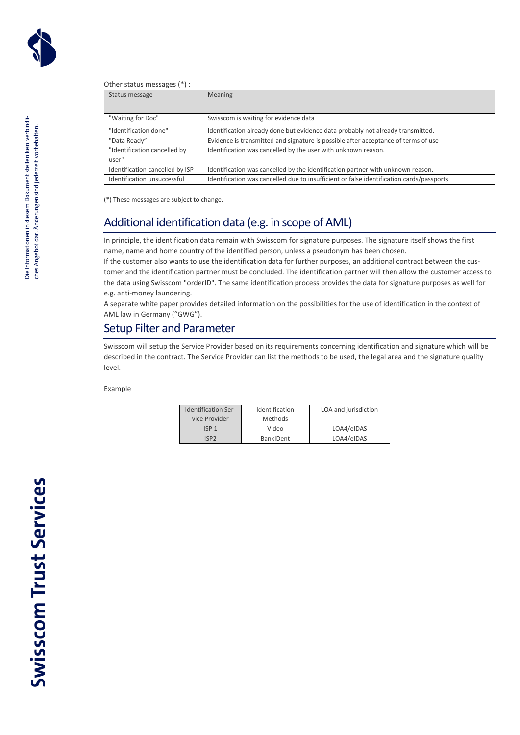Other status messages (*) :

| Status message | Meaning |
| --- | --- |
| "Waiting for Doc" | Swisscom is waiting for evidence data |
| "Identification done" | Identification already done but evidence data probably not already transmitted. |
| "Data Ready" | Evidence is transmitted and signature is possible after acceptance of terms of use |
| "Identification cancelled by user" | Identification was cancelled by the user with unknown reason. |
| Identification cancelled by ISP | Identification was cancelled by the identification partner with unknown reason. |
| Identification unsuccessful | Identification was cancelled due to insufficient or false identification cards/passports |

(*) These messages are subject to change.

## Additional identification data (e.g. in scope of AML)

In principle, the identification data remain with Swisscom for signature purposes. The signature itself shows the first name, name and home country of the identified person, unless a pseudonym has been chosen.
If the customer also wants to use the identification data for further purposes, an additional contract between the customer and the identification partner must be concluded. The identification partner will then allow the customer access to the data using Swisscom "orderID". The same identification process provides the data for signature purposes as well for e.g. anti-money laundering.
A separate white paper provides detailed information on the possibilities for the use of identification in the context of AML law in Germany ("GWG").

## Setup Filter and Parameter

Swisscom will setup the Service Provider based on its requirements concerning identification and signature which will be described in the contract. The Service Provider can list the methods to be used, the legal area and the signature quality level.

Example

| Identification Service Provider | Identification Methods | LOA and jurisdiction |
| --- | --- | --- |
| ISP 1 | Video | LOA4/eIDAS |
| ISP2 | BankIDent | LOA4/eIDAS |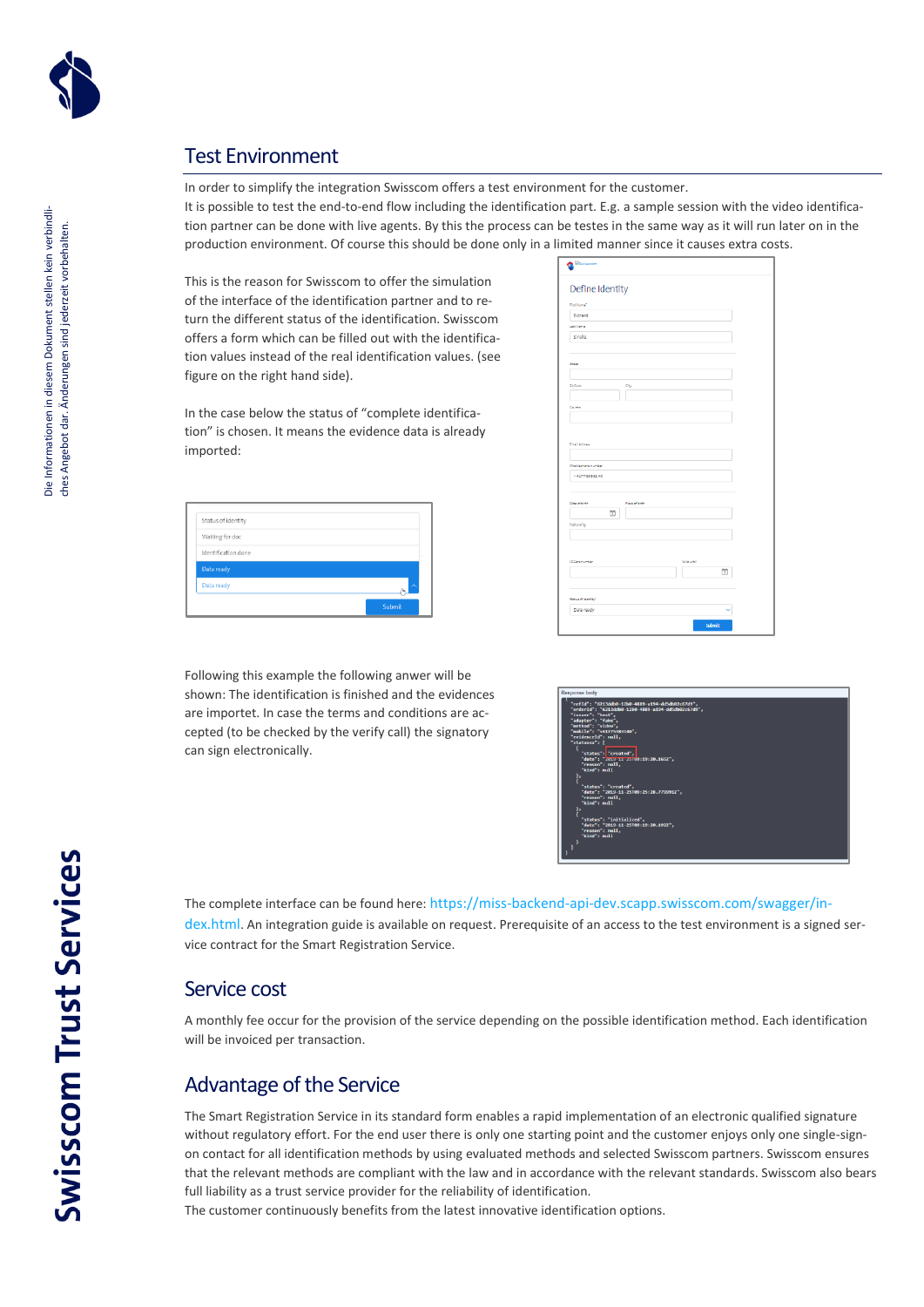## Test Environment

In order to simplify the integration Swisscom offers a test environment for the customer.
It is possible to test the end-to-end flow including the identification part. E.g. a sample session with the video identification partner can be done with live agents. By this the process can be testes in the same way as it will run later on in the production environment. Of course this should be done only in a limited manner since it causes extra costs.

This is the reason for Swisscom to offer the simulation of the interface of the identification partner and to return the different status of the identification. Swisscom offers a form which can be filled out with the identification values instead of the real identification values. (see figure on the right hand side).

In the case below the status of “complete identification” is chosen. It means the evidence data is already imported:

Following this example the following anwer will be shown: The identification is finished and the evidences are importet. In case the terms and conditions are accepted (to be checked by the verify call) the signatory can sign electronically.

The complete interface can be found here: https://miss-backend-api-dev.scapp.swisscom.com/swagger/index.html. An integration guide is available on request. Prerequisite of an access to the test environment is a signed service contract for the Smart Registration Service.

## Service cost

A monthly fee occur for the provision of the service depending on the possible identification method. Each identification will be invoiced per transaction.

## Advantage of the Service

The Smart Registration Service in its standard form enables a rapid implementation of an electronic qualified signature without regulatory effort. For the end user there is only one starting point and the customer enjoys only one single-sign-on contact for all identification methods by using evaluated methods and selected Swisscom partners. Swisscom ensures that the relevant methods are compliant with the law and in accordance with the relevant standards. Swisscom also bears full liability as a trust service provider for the reliability of identification.
The customer continuously benefits from the latest innovative identification options.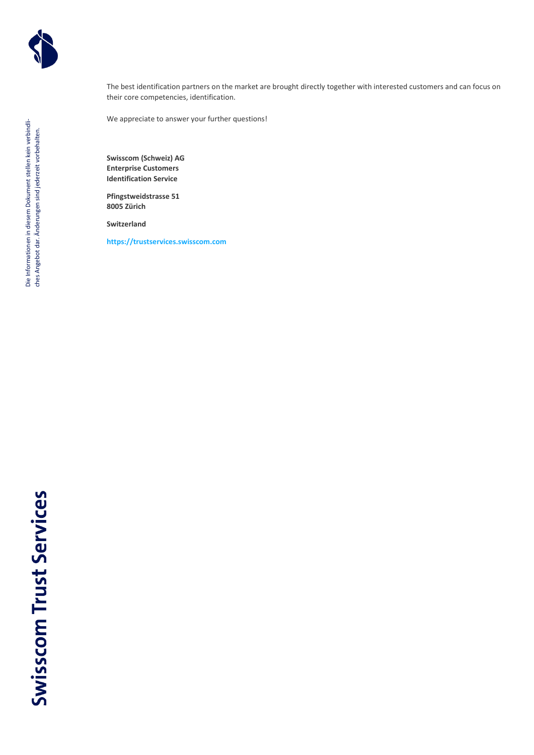The best identification partners on the market are brought directly together with interested customers and can focus on their core competencies, identification.

We appreciate to answer your further questions!

**Swisscom (Schweiz) AG**
**Enterprise Customers**
**Identification Service**

**Pfingstweidstrasse 51**
**8005 Zürich**

**Switzerland**

**https://trustservices.swisscom.com**